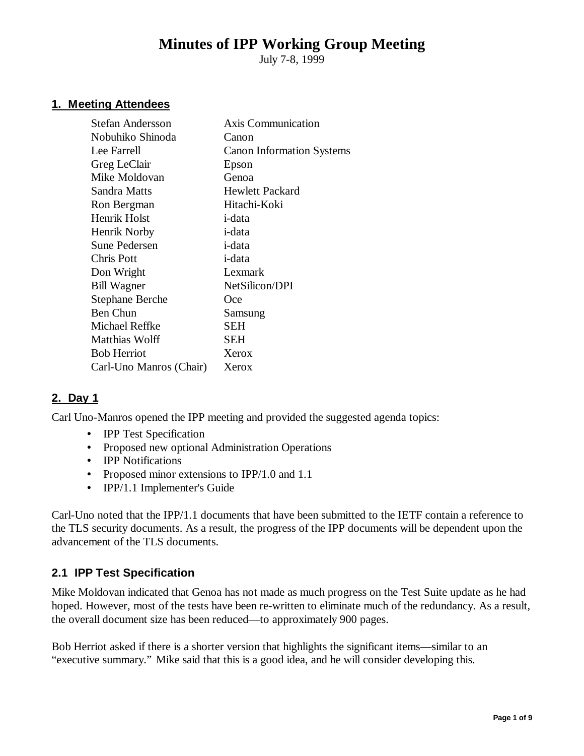# Minutes of IPP Working Group Meeting

July 7-8, 1999

## 1. Meeting Attendees

| | |
|---|---|
| Stefan Andersson | Axis Communication |
| Nobuhiko Shinoda | Canon |
| Lee Farrell | Canon Information Systems |
| Greg LeClair | Epson |
| Mike Moldovan | Genoa |
| Sandra Matts | Hewlett Packard |
| Ron Bergman | Hitachi-Koki |
| Henrik Holst | i-data |
| Henrik Norby | i-data |
| Sune Pedersen | i-data |
| Chris Pott | i-data |
| Don Wright | Lexmark |
| Bill Wagner | NetSilicon/DPI |
| Stephane Berche | Oce |
| Ben Chun | Samsung |
| Michael Reffke | SEH |
| Matthias Wolff | SEH |
| Bob Herriot | Xerox |
| Carl-Uno Manros (Chair) | Xerox |

## 2. Day 1

Carl Uno-Manros opened the IPP meeting and provided the suggested agenda topics:

- IPP Test Specification
- Proposed new optional Administration Operations
- IPP Notifications
- Proposed minor extensions to IPP/1.0 and 1.1
- IPP/1.1 Implementer's Guide

Carl-Uno noted that the IPP/1.1 documents that have been submitted to the IETF contain a reference to the TLS security documents. As a result, the progress of the IPP documents will be dependent upon the advancement of the TLS documents.

### 2.1 IPP Test Specification

Mike Moldovan indicated that Genoa has not made as much progress on the Test Suite update as he had hoped. However, most of the tests have been re-written to eliminate much of the redundancy. As a result, the overall document size has been reduced—to approximately 900 pages.

Bob Herriot asked if there is a shorter version that highlights the significant items—similar to an "executive summary." Mike said that this is a good idea, and he will consider developing this.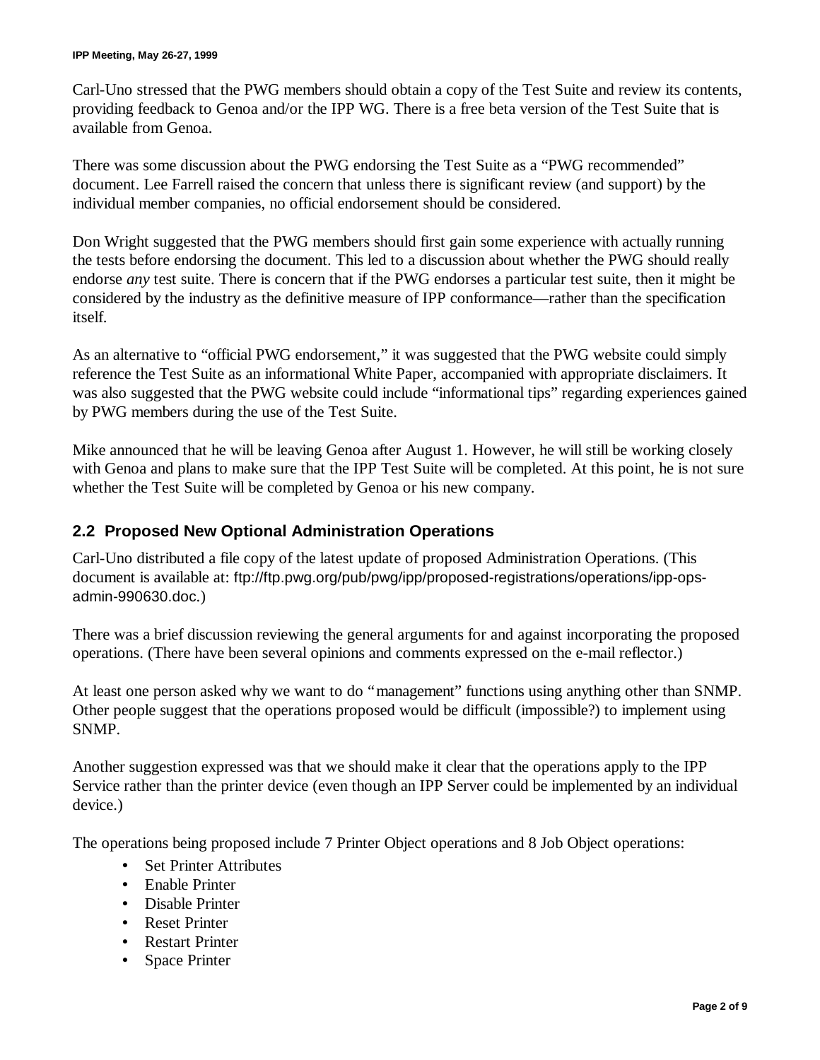Carl-Uno stressed that the PWG members should obtain a copy of the Test Suite and review its contents, providing feedback to Genoa and/or the IPP WG. There is a free beta version of the Test Suite that is available from Genoa.

There was some discussion about the PWG endorsing the Test Suite as a "PWG recommended" document. Lee Farrell raised the concern that unless there is significant review (and support) by the individual member companies, no official endorsement should be considered.

Don Wright suggested that the PWG members should first gain some experience with actually running the tests before endorsing the document. This led to a discussion about whether the PWG should really endorse *any* test suite. There is concern that if the PWG endorses a particular test suite, then it might be considered by the industry as the definitive measure of IPP conformance—rather than the specification itself.

As an alternative to "official PWG endorsement," it was suggested that the PWG website could simply reference the Test Suite as an informational White Paper, accompanied with appropriate disclaimers. It was also suggested that the PWG website could include "informational tips" regarding experiences gained by PWG members during the use of the Test Suite.

Mike announced that he will be leaving Genoa after August 1. However, he will still be working closely with Genoa and plans to make sure that the IPP Test Suite will be completed. At this point, he is not sure whether the Test Suite will be completed by Genoa or his new company.

## 2.2 Proposed New Optional Administration Operations

Carl-Uno distributed a file copy of the latest update of proposed Administration Operations. (This document is available at: ftp://ftp.pwg.org/pub/pwg/ipp/proposed-registrations/operations/ipp-ops-admin-990630.doc.)

There was a brief discussion reviewing the general arguments for and against incorporating the proposed operations. (There have been several opinions and comments expressed on the e-mail reflector.)

At least one person asked why we want to do "management" functions using anything other than SNMP. Other people suggest that the operations proposed would be difficult (impossible?) to implement using SNMP.

Another suggestion expressed was that we should make it clear that the operations apply to the IPP Service rather than the printer device (even though an IPP Server could be implemented by an individual device.)

The operations being proposed include 7 Printer Object operations and 8 Job Object operations:

- Set Printer Attributes
- Enable Printer
- Disable Printer
- Reset Printer
- Restart Printer
- Space Printer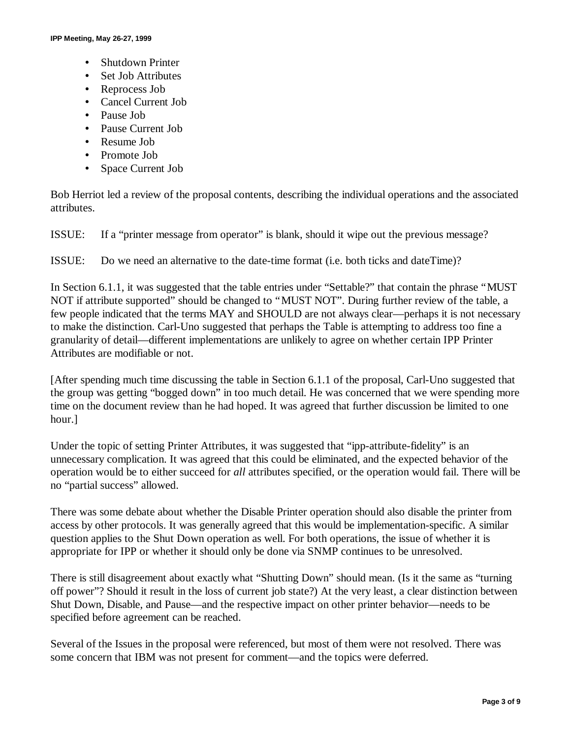- Shutdown Printer
- Set Job Attributes
- Reprocess Job
- Cancel Current Job
- Pause Job
- Pause Current Job
- Resume Job
- Promote Job
- Space Current Job

Bob Herriot led a review of the proposal contents, describing the individual operations and the associated attributes.

ISSUE: If a "printer message from operator" is blank, should it wipe out the previous message?

ISSUE: Do we need an alternative to the date-time format (i.e. both ticks and dateTime)?

In Section 6.1.1, it was suggested that the table entries under "Settable?" that contain the phrase "MUST NOT if attribute supported" should be changed to "MUST NOT". During further review of the table, a few people indicated that the terms MAY and SHOULD are not always clear—perhaps it is not necessary to make the distinction. Carl-Uno suggested that perhaps the Table is attempting to address too fine a granularity of detail—different implementations are unlikely to agree on whether certain IPP Printer Attributes are modifiable or not.

[After spending much time discussing the table in Section 6.1.1 of the proposal, Carl-Uno suggested that the group was getting "bogged down" in too much detail. He was concerned that we were spending more time on the document review than he had hoped. It was agreed that further discussion be limited to one hour.]

Under the topic of setting Printer Attributes, it was suggested that "ipp-attribute-fidelity" is an unnecessary complication. It was agreed that this could be eliminated, and the expected behavior of the operation would be to either succeed for *all* attributes specified, or the operation would fail. There will be no "partial success" allowed.

There was some debate about whether the Disable Printer operation should also disable the printer from access by other protocols. It was generally agreed that this would be implementation-specific. A similar question applies to the Shut Down operation as well. For both operations, the issue of whether it is appropriate for IPP or whether it should only be done via SNMP continues to be unresolved.

There is still disagreement about exactly what "Shutting Down" should mean. (Is it the same as "turning off power"? Should it result in the loss of current job state?) At the very least, a clear distinction between Shut Down, Disable, and Pause—and the respective impact on other printer behavior—needs to be specified before agreement can be reached.

Several of the Issues in the proposal were referenced, but most of them were not resolved. There was some concern that IBM was not present for comment—and the topics were deferred.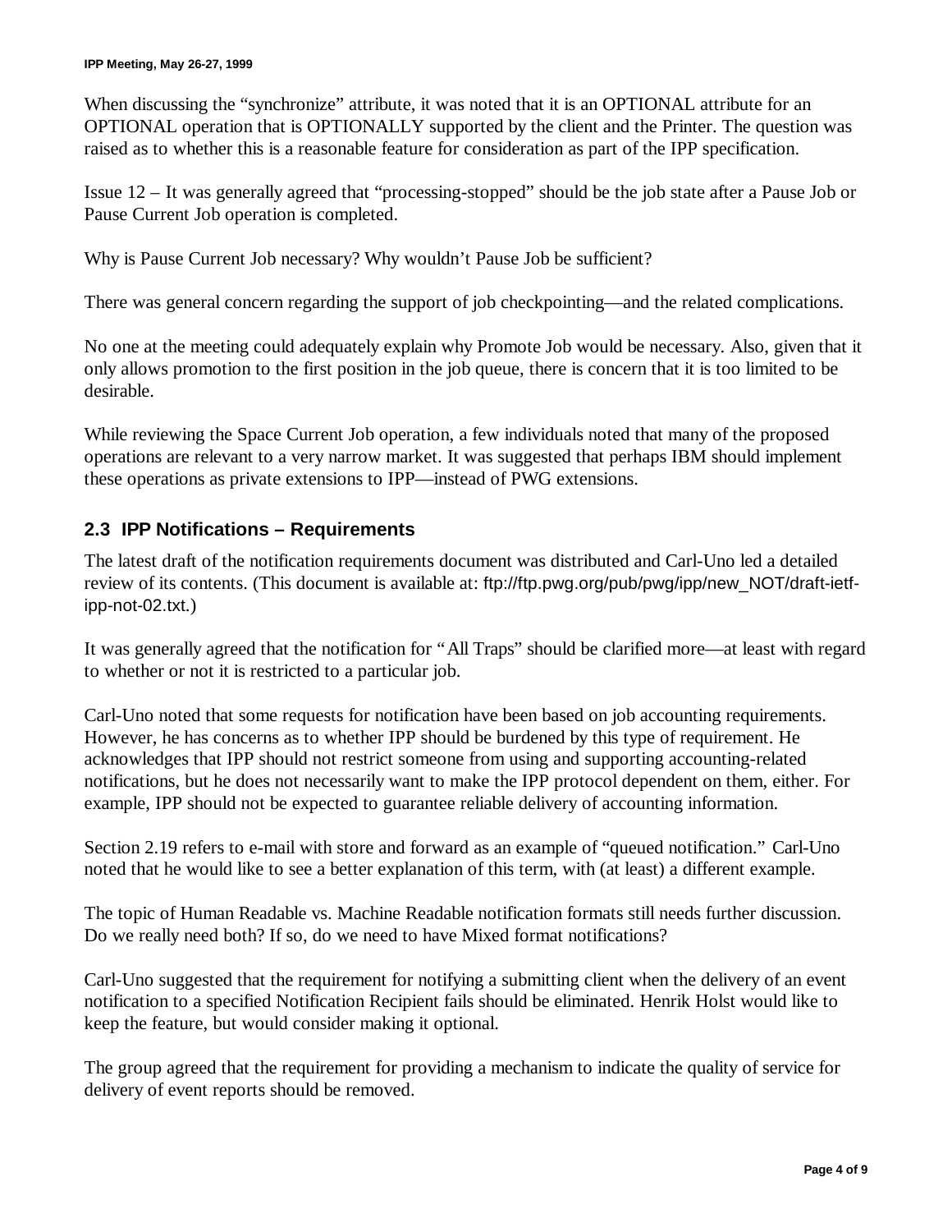When discussing the "synchronize" attribute, it was noted that it is an OPTIONAL attribute for an OPTIONAL operation that is OPTIONALLY supported by the client and the Printer. The question was raised as to whether this is a reasonable feature for consideration as part of the IPP specification.

Issue 12 – It was generally agreed that "processing-stopped" should be the job state after a Pause Job or Pause Current Job operation is completed.

Why is Pause Current Job necessary? Why wouldn't Pause Job be sufficient?

There was general concern regarding the support of job checkpointing—and the related complications.

No one at the meeting could adequately explain why Promote Job would be necessary. Also, given that it only allows promotion to the first position in the job queue, there is concern that it is too limited to be desirable.

While reviewing the Space Current Job operation, a few individuals noted that many of the proposed operations are relevant to a very narrow market. It was suggested that perhaps IBM should implement these operations as private extensions to IPP—instead of PWG extensions.

## 2.3 IPP Notifications – Requirements

The latest draft of the notification requirements document was distributed and Carl-Uno led a detailed review of its contents. (This document is available at: ftp://ftp.pwg.org/pub/pwg/ipp/new_NOT/draft-ietf-ipp-not-02.txt.)

It was generally agreed that the notification for "All Traps" should be clarified more—at least with regard to whether or not it is restricted to a particular job.

Carl-Uno noted that some requests for notification have been based on job accounting requirements. However, he has concerns as to whether IPP should be burdened by this type of requirement. He acknowledges that IPP should not restrict someone from using and supporting accounting-related notifications, but he does not necessarily want to make the IPP protocol dependent on them, either. For example, IPP should not be expected to guarantee reliable delivery of accounting information.

Section 2.19 refers to e-mail with store and forward as an example of "queued notification." Carl-Uno noted that he would like to see a better explanation of this term, with (at least) a different example.

The topic of Human Readable vs. Machine Readable notification formats still needs further discussion. Do we really need both? If so, do we need to have Mixed format notifications?

Carl-Uno suggested that the requirement for notifying a submitting client when the delivery of an event notification to a specified Notification Recipient fails should be eliminated. Henrik Holst would like to keep the feature, but would consider making it optional.

The group agreed that the requirement for providing a mechanism to indicate the quality of service for delivery of event reports should be removed.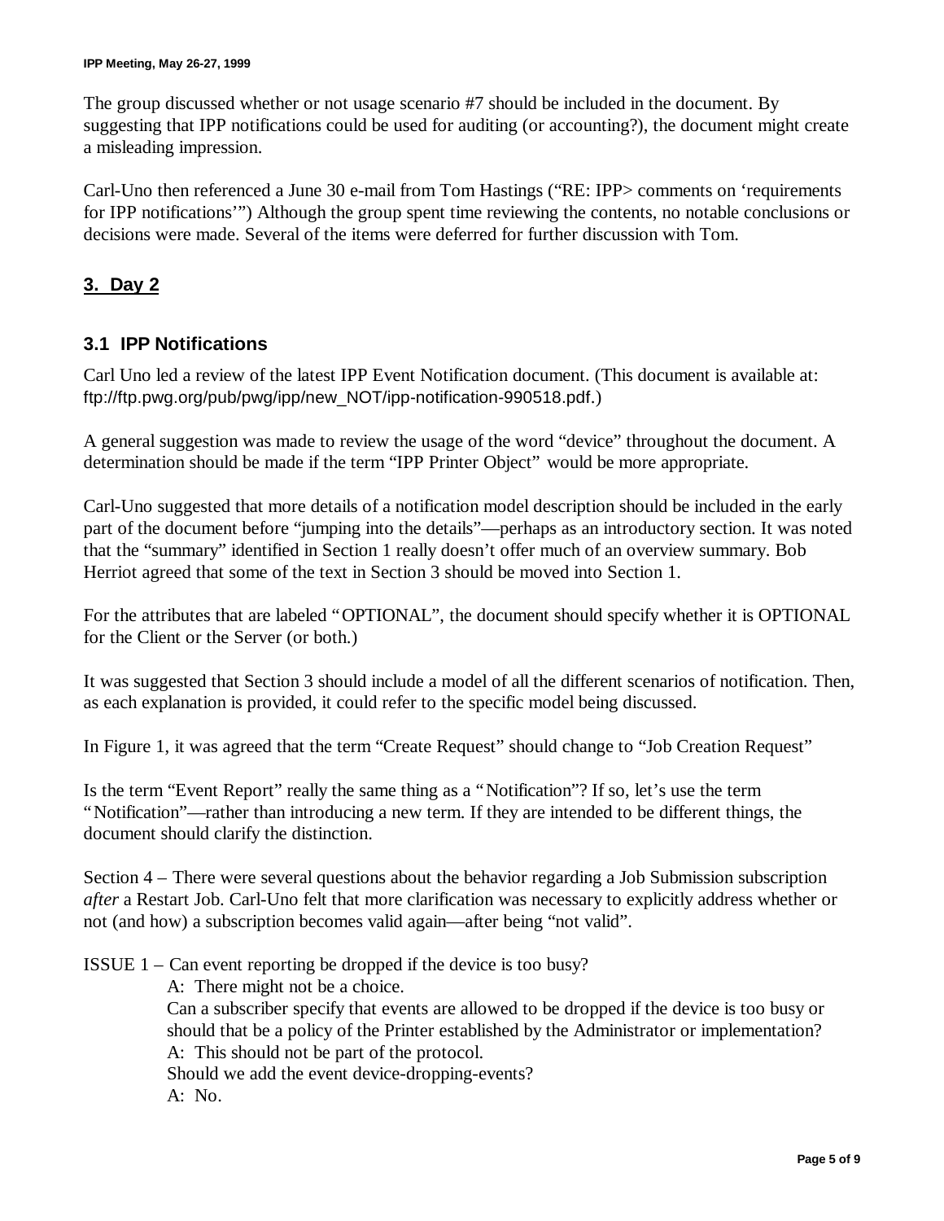The group discussed whether or not usage scenario #7 should be included in the document. By suggesting that IPP notifications could be used for auditing (or accounting?), the document might create a misleading impression.

Carl-Uno then referenced a June 30 e-mail from Tom Hastings ("RE: IPP> comments on 'requirements for IPP notifications'") Although the group spent time reviewing the contents, no notable conclusions or decisions were made. Several of the items were deferred for further discussion with Tom.

## 3. Day 2

### 3.1 IPP Notifications

Carl Uno led a review of the latest IPP Event Notification document. (This document is available at: ftp://ftp.pwg.org/pub/pwg/ipp/new_NOT/ipp-notification-990518.pdf.)

A general suggestion was made to review the usage of the word "device" throughout the document. A determination should be made if the term "IPP Printer Object" would be more appropriate.

Carl-Uno suggested that more details of a notification model description should be included in the early part of the document before "jumping into the details"—perhaps as an introductory section. It was noted that the "summary" identified in Section 1 really doesn't offer much of an overview summary. Bob Herriot agreed that some of the text in Section 3 should be moved into Section 1.

For the attributes that are labeled "OPTIONAL", the document should specify whether it is OPTIONAL for the Client or the Server (or both.)

It was suggested that Section 3 should include a model of all the different scenarios of notification. Then, as each explanation is provided, it could refer to the specific model being discussed.

In Figure 1, it was agreed that the term "Create Request" should change to "Job Creation Request"

Is the term "Event Report" really the same thing as a "Notification"? If so, let's use the term "Notification"—rather than introducing a new term. If they are intended to be different things, the document should clarify the distinction.

Section 4 – There were several questions about the behavior regarding a Job Submission subscription *after* a Restart Job. Carl-Uno felt that more clarification was necessary to explicitly address whether or not (and how) a subscription becomes valid again—after being "not valid".

ISSUE 1 – Can event reporting be dropped if the device is too busy?

> A: There might not be a choice.
>
> Can a subscriber specify that events are allowed to be dropped if the device is too busy or should that be a policy of the Printer established by the Administrator or implementation?
>
> A: This should not be part of the protocol.
>
> Should we add the event device-dropping-events?
>
> A: No.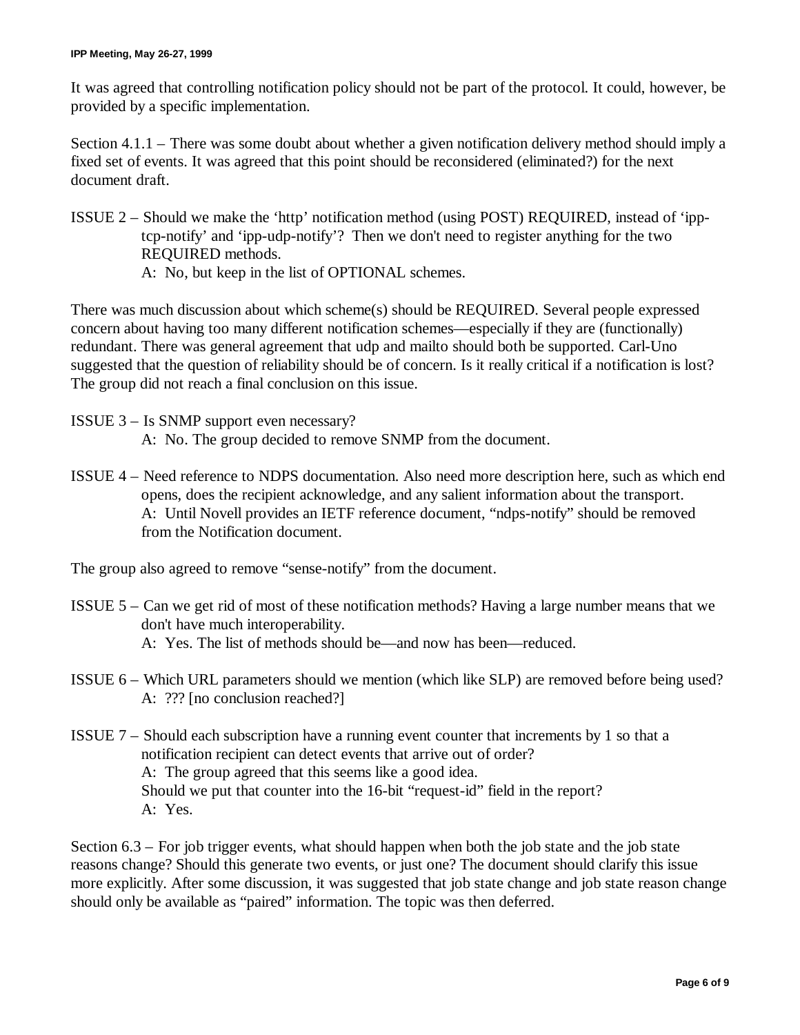It was agreed that controlling notification policy should not be part of the protocol. It could, however, be provided by a specific implementation.

Section 4.1.1 – There was some doubt about whether a given notification delivery method should imply a fixed set of events. It was agreed that this point should be reconsidered (eliminated?) for the next document draft.

ISSUE 2 – Should we make the 'http' notification method (using POST) REQUIRED, instead of 'ipp-tcp-notify' and 'ipp-udp-notify'? Then we don't need to register anything for the two REQUIRED methods.
A: No, but keep in the list of OPTIONAL schemes.

There was much discussion about which scheme(s) should be REQUIRED. Several people expressed concern about having too many different notification schemes—especially if they are (functionally) redundant. There was general agreement that udp and mailto should both be supported. Carl-Uno suggested that the question of reliability should be of concern. Is it really critical if a notification is lost? The group did not reach a final conclusion on this issue.

ISSUE 3 – Is SNMP support even necessary?
A: No. The group decided to remove SNMP from the document.

ISSUE 4 – Need reference to NDPS documentation. Also need more description here, such as which end opens, does the recipient acknowledge, and any salient information about the transport.
A: Until Novell provides an IETF reference document, "ndps-notify" should be removed from the Notification document.

The group also agreed to remove "sense-notify" from the document.

ISSUE 5 – Can we get rid of most of these notification methods? Having a large number means that we don't have much interoperability.
A: Yes. The list of methods should be—and now has been—reduced.

ISSUE 6 – Which URL parameters should we mention (which like SLP) are removed before being used?
A: ??? [no conclusion reached?]

ISSUE 7 – Should each subscription have a running event counter that increments by 1 so that a notification recipient can detect events that arrive out of order?
A: The group agreed that this seems like a good idea.
Should we put that counter into the 16-bit "request-id" field in the report?
A: Yes.

Section 6.3 – For job trigger events, what should happen when both the job state and the job state reasons change? Should this generate two events, or just one? The document should clarify this issue more explicitly. After some discussion, it was suggested that job state change and job state reason change should only be available as "paired" information. The topic was then deferred.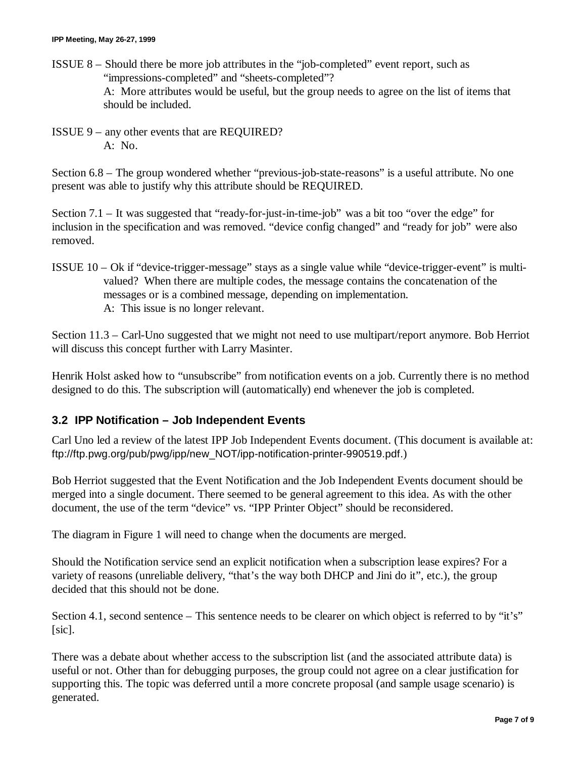ISSUE 8 – Should there be more job attributes in the "job-completed" event report, such as "impressions-completed" and "sheets-completed"?
A: More attributes would be useful, but the group needs to agree on the list of items that should be included.

ISSUE 9 – any other events that are REQUIRED?
A: No.

Section 6.8 – The group wondered whether "previous-job-state-reasons" is a useful attribute. No one present was able to justify why this attribute should be REQUIRED.

Section 7.1 – It was suggested that "ready-for-just-in-time-job" was a bit too "over the edge" for inclusion in the specification and was removed. "device config changed" and "ready for job" were also removed.

ISSUE 10 – Ok if "device-trigger-message" stays as a single value while "device-trigger-event" is multi-valued? When there are multiple codes, the message contains the concatenation of the messages or is a combined message, depending on implementation.
A: This issue is no longer relevant.

Section 11.3 – Carl-Uno suggested that we might not need to use multipart/report anymore. Bob Herriot will discuss this concept further with Larry Masinter.

Henrik Holst asked how to "unsubscribe" from notification events on a job. Currently there is no method designed to do this. The subscription will (automatically) end whenever the job is completed.

### 3.2 IPP Notification – Job Independent Events

Carl Uno led a review of the latest IPP Job Independent Events document. (This document is available at: ftp://ftp.pwg.org/pub/pwg/ipp/new_NOT/ipp-notification-printer-990519.pdf.)

Bob Herriot suggested that the Event Notification and the Job Independent Events document should be merged into a single document. There seemed to be general agreement to this idea. As with the other document, the use of the term "device" vs. "IPP Printer Object" should be reconsidered.

The diagram in Figure 1 will need to change when the documents are merged.

Should the Notification service send an explicit notification when a subscription lease expires? For a variety of reasons (unreliable delivery, "that's the way both DHCP and Jini do it", etc.), the group decided that this should not be done.

Section 4.1, second sentence – This sentence needs to be clearer on which object is referred to by "it's" [sic].

There was a debate about whether access to the subscription list (and the associated attribute data) is useful or not. Other than for debugging purposes, the group could not agree on a clear justification for supporting this. The topic was deferred until a more concrete proposal (and sample usage scenario) is generated.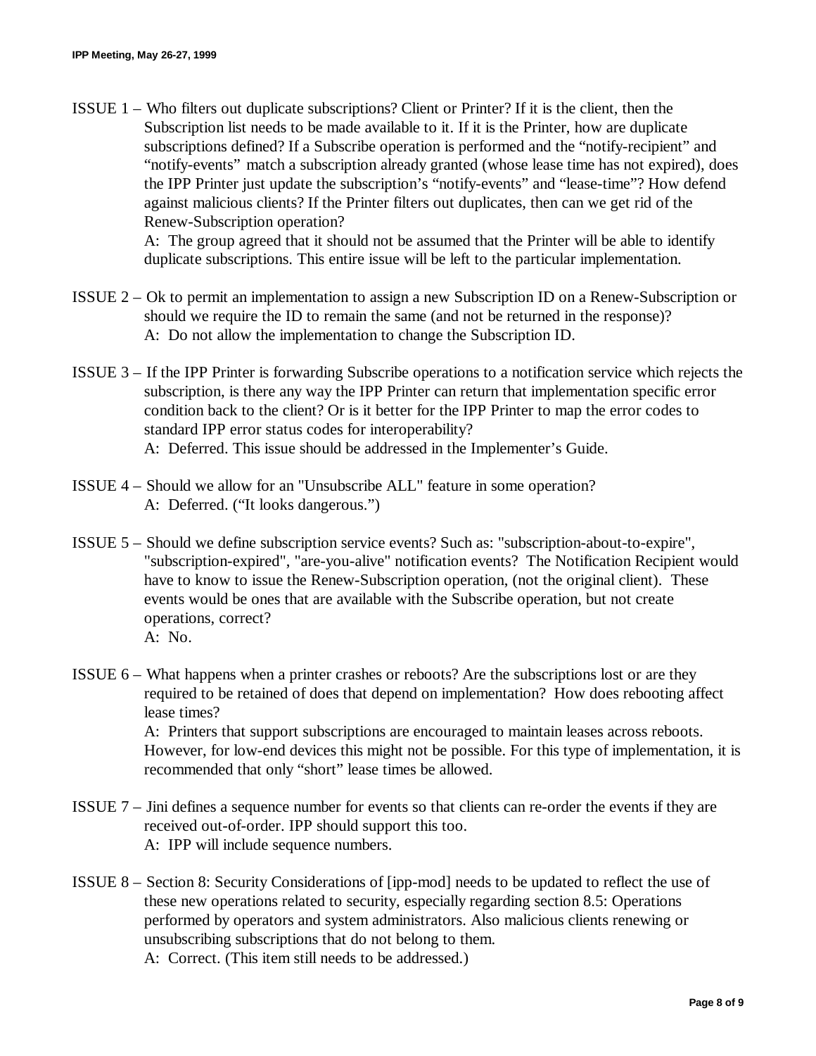ISSUE 1 – Who filters out duplicate subscriptions? Client or Printer? If it is the client, then the Subscription list needs to be made available to it. If it is the Printer, how are duplicate subscriptions defined? If a Subscribe operation is performed and the "notify-recipient" and "notify-events" match a subscription already granted (whose lease time has not expired), does the IPP Printer just update the subscription's "notify-events" and "lease-time"? How defend against malicious clients? If the Printer filters out duplicates, then can we get rid of the Renew-Subscription operation?
A: The group agreed that it should not be assumed that the Printer will be able to identify duplicate subscriptions. This entire issue will be left to the particular implementation.

ISSUE 2 – Ok to permit an implementation to assign a new Subscription ID on a Renew-Subscription or should we require the ID to remain the same (and not be returned in the response)?
A: Do not allow the implementation to change the Subscription ID.

ISSUE 3 – If the IPP Printer is forwarding Subscribe operations to a notification service which rejects the subscription, is there any way the IPP Printer can return that implementation specific error condition back to the client? Or is it better for the IPP Printer to map the error codes to standard IPP error status codes for interoperability?
A: Deferred. This issue should be addressed in the Implementer's Guide.

ISSUE 4 – Should we allow for an "Unsubscribe ALL" feature in some operation?
A: Deferred. ("It looks dangerous.")

ISSUE 5 – Should we define subscription service events? Such as: "subscription-about-to-expire", "subscription-expired", "are-you-alive" notification events? The Notification Recipient would have to know to issue the Renew-Subscription operation, (not the original client). These events would be ones that are available with the Subscribe operation, but not create operations, correct?
A: No.

ISSUE 6 – What happens when a printer crashes or reboots? Are the subscriptions lost or are they required to be retained of does that depend on implementation? How does rebooting affect lease times?
A: Printers that support subscriptions are encouraged to maintain leases across reboots. However, for low-end devices this might not be possible. For this type of implementation, it is recommended that only "short" lease times be allowed.

ISSUE 7 – Jini defines a sequence number for events so that clients can re-order the events if they are received out-of-order. IPP should support this too.
A: IPP will include sequence numbers.

ISSUE 8 – Section 8: Security Considerations of [ipp-mod] needs to be updated to reflect the use of these new operations related to security, especially regarding section 8.5: Operations performed by operators and system administrators. Also malicious clients renewing or unsubscribing subscriptions that do not belong to them.
A: Correct. (This item still needs to be addressed.)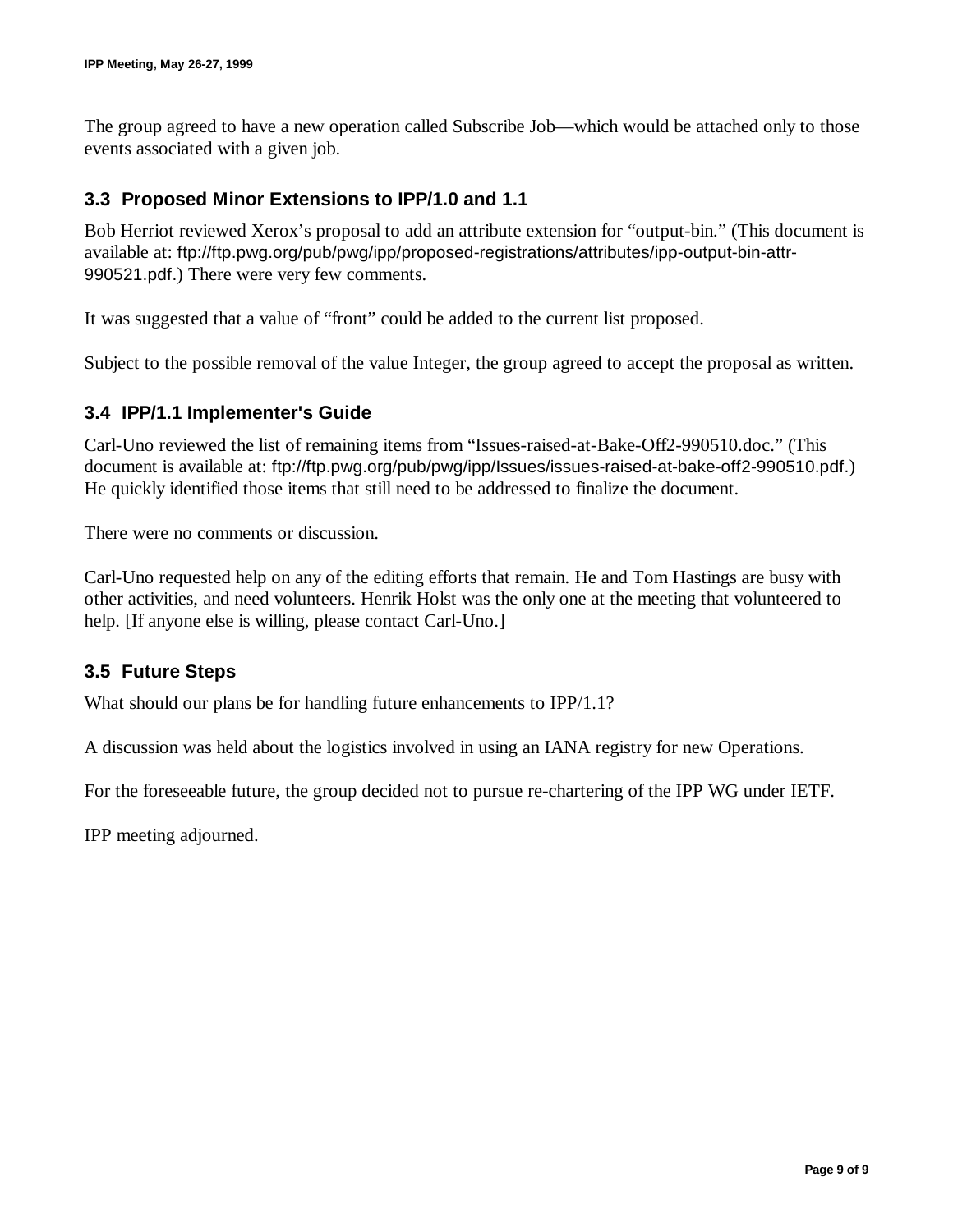The group agreed to have a new operation called Subscribe Job—which would be attached only to those events associated with a given job.

### 3.3 Proposed Minor Extensions to IPP/1.0 and 1.1

Bob Herriot reviewed Xerox's proposal to add an attribute extension for "output-bin." (This document is available at: ftp://ftp.pwg.org/pub/pwg/ipp/proposed-registrations/attributes/ipp-output-bin-attr-990521.pdf.) There were very few comments.

It was suggested that a value of "front" could be added to the current list proposed.

Subject to the possible removal of the value Integer, the group agreed to accept the proposal as written.

### 3.4 IPP/1.1 Implementer's Guide

Carl-Uno reviewed the list of remaining items from "Issues-raised-at-Bake-Off2-990510.doc." (This document is available at: ftp://ftp.pwg.org/pub/pwg/ipp/Issues/issues-raised-at-bake-off2-990510.pdf.) He quickly identified those items that still need to be addressed to finalize the document.

There were no comments or discussion.

Carl-Uno requested help on any of the editing efforts that remain. He and Tom Hastings are busy with other activities, and need volunteers. Henrik Holst was the only one at the meeting that volunteered to help. [If anyone else is willing, please contact Carl-Uno.]

### 3.5 Future Steps

What should our plans be for handling future enhancements to IPP/1.1?

A discussion was held about the logistics involved in using an IANA registry for new Operations.

For the foreseeable future, the group decided not to pursue re-chartering of the IPP WG under IETF.

IPP meeting adjourned.